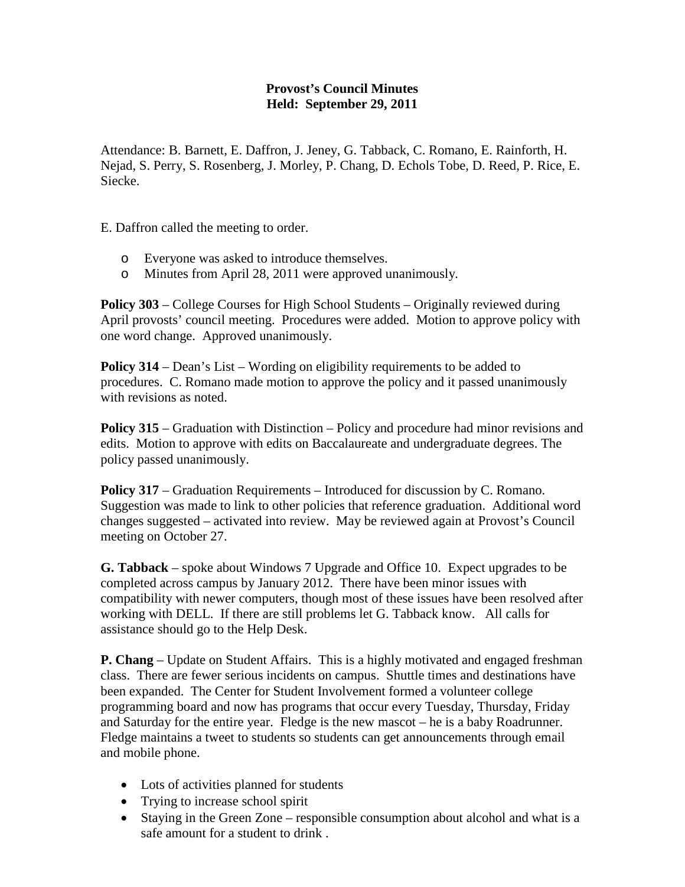# Provost's Council Minutes
## Held: September 29, 2011

Attendance: B. Barnett, E. Daffron, J. Jeney, G. Tabback, C. Romano, E. Rainforth, H. Nejad, S. Perry, S. Rosenberg, J. Morley, P. Chang, D. Echols Tobe, D. Reed, P. Rice, E. Siecke.

E. Daffron called the meeting to order.

- Everyone was asked to introduce themselves.
- Minutes from April 28, 2011 were approved unanimously.

**Policy 303** – College Courses for High School Students – Originally reviewed during April provosts' council meeting. Procedures were added. Motion to approve policy with one word change. Approved unanimously.

**Policy 314** – Dean's List – Wording on eligibility requirements to be added to procedures. C. Romano made motion to approve the policy and it passed unanimously with revisions as noted.

**Policy 315** – Graduation with Distinction – Policy and procedure had minor revisions and edits. Motion to approve with edits on Baccalaureate and undergraduate degrees. The policy passed unanimously.

**Policy 317** – Graduation Requirements – Introduced for discussion by C. Romano. Suggestion was made to link to other policies that reference graduation. Additional word changes suggested – activated into review. May be reviewed again at Provost's Council meeting on October 27.

**G. Tabback** – spoke about Windows 7 Upgrade and Office 10. Expect upgrades to be completed across campus by January 2012. There have been minor issues with compatibility with newer computers, though most of these issues have been resolved after working with DELL. If there are still problems let G. Tabback know. All calls for assistance should go to the Help Desk.

**P. Chang** – Update on Student Affairs. This is a highly motivated and engaged freshman class. There are fewer serious incidents on campus. Shuttle times and destinations have been expanded. The Center for Student Involvement formed a volunteer college programming board and now has programs that occur every Tuesday, Thursday, Friday and Saturday for the entire year. Fledge is the new mascot – he is a baby Roadrunner. Fledge maintains a tweet to students so students can get announcements through email and mobile phone.

- Lots of activities planned for students
- Trying to increase school spirit
- Staying in the Green Zone – responsible consumption about alcohol and what is a safe amount for a student to drink .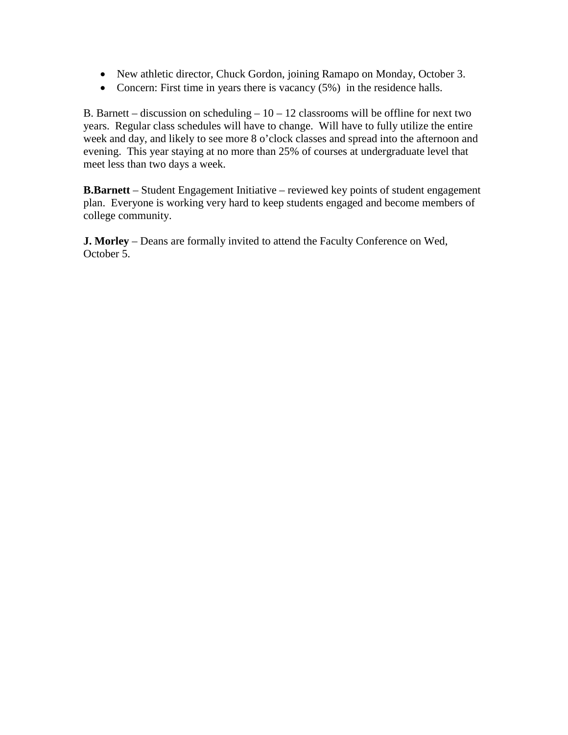- New athletic director, Chuck Gordon, joining Ramapo on Monday, October 3.
- Concern: First time in years there is vacancy (5%) in the residence halls.

B. Barnett – discussion on scheduling – 10 – 12 classrooms will be offline for next two years. Regular class schedules will have to change. Will have to fully utilize the entire week and day, and likely to see more 8 o'clock classes and spread into the afternoon and evening. This year staying at no more than 25% of courses at undergraduate level that meet less than two days a week.

**B.Barnett** – Student Engagement Initiative – reviewed key points of student engagement plan. Everyone is working very hard to keep students engaged and become members of college community.

**J. Morley** – Deans are formally invited to attend the Faculty Conference on Wed, October 5.